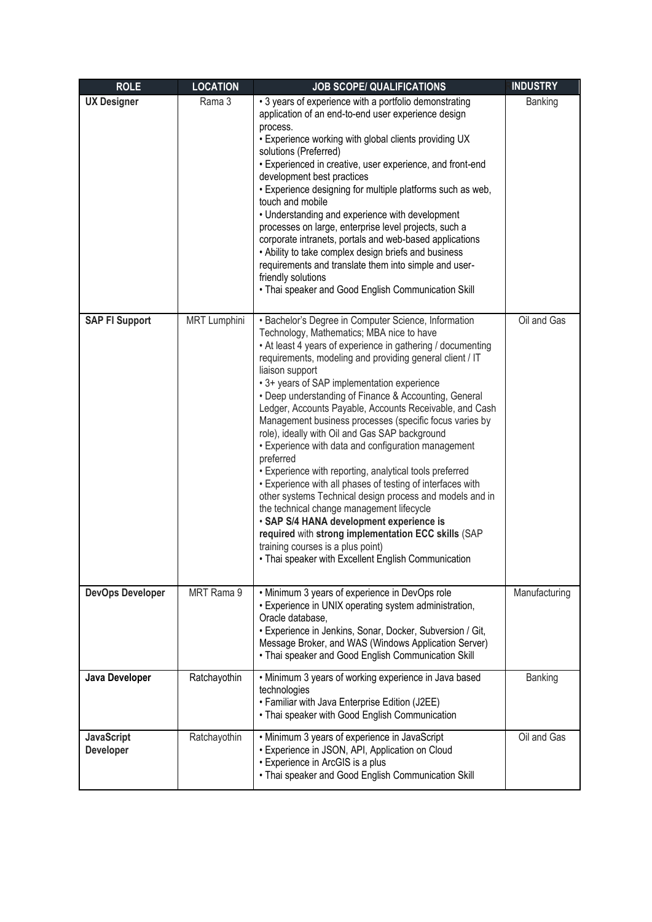| ROLE | LOCATION | JOB SCOPE/ QUALIFICATIONS | INDUSTRY |
|---|---|---|---|
| **UX Designer** | Rama 3 | • 3 years of experience with a portfolio demonstrating application of an end-to-end user experience design process.<br>• Experience working with global clients providing UX solutions (Preferred)<br>• Experienced in creative, user experience, and front-end development best practices<br>• Experience designing for multiple platforms such as web, touch and mobile<br>• Understanding and experience with development processes on large, enterprise level projects, such a corporate intranets, portals and web-based applications<br>• Ability to take complex design briefs and business requirements and translate them into simple and user-friendly solutions<br>• Thai speaker and Good English Communication Skill | Banking |
| **SAP FI Support** | MRT Lumphini | • Bachelor's Degree in Computer Science, Information Technology, Mathematics; MBA nice to have<br>• At least 4 years of experience in gathering / documenting requirements, modeling and providing general client / IT liaison support<br>• 3+ years of SAP implementation experience<br>• Deep understanding of Finance & Accounting, General Ledger, Accounts Payable, Accounts Receivable, and Cash Management business processes (specific focus varies by role), ideally with Oil and Gas SAP background<br>• Experience with data and configuration management preferred<br>• Experience with reporting, analytical tools preferred<br>• Experience with all phases of testing of interfaces with other systems Technical design process and models and in the technical change management lifecycle<br>• **SAP S/4 HANA development experience is required** with **strong implementation ECC skills** (SAP training courses is a plus point)<br>• Thai speaker with Excellent English Communication | Oil and Gas |
| **DevOps Developer** | MRT Rama 9 | • Minimum 3 years of experience in DevOps role<br>• Experience in UNIX operating system administration, Oracle database,<br>• Experience in Jenkins, Sonar, Docker, Subversion / Git, Message Broker, and WAS (Windows Application Server)<br>• Thai speaker and Good English Communication Skill | Manufacturing |
| **Java Developer** | Ratchayothin | • Minimum 3 years of working experience in Java based technologies<br>• Familiar with Java Enterprise Edition (J2EE)<br>• Thai speaker with Good English Communication | Banking |
| **JavaScript Developer** | Ratchayothin | • Minimum 3 years of experience in JavaScript<br>• Experience in JSON, API, Application on Cloud<br>• Experience in ArcGIS is a plus<br>• Thai speaker and Good English Communication Skill | Oil and Gas |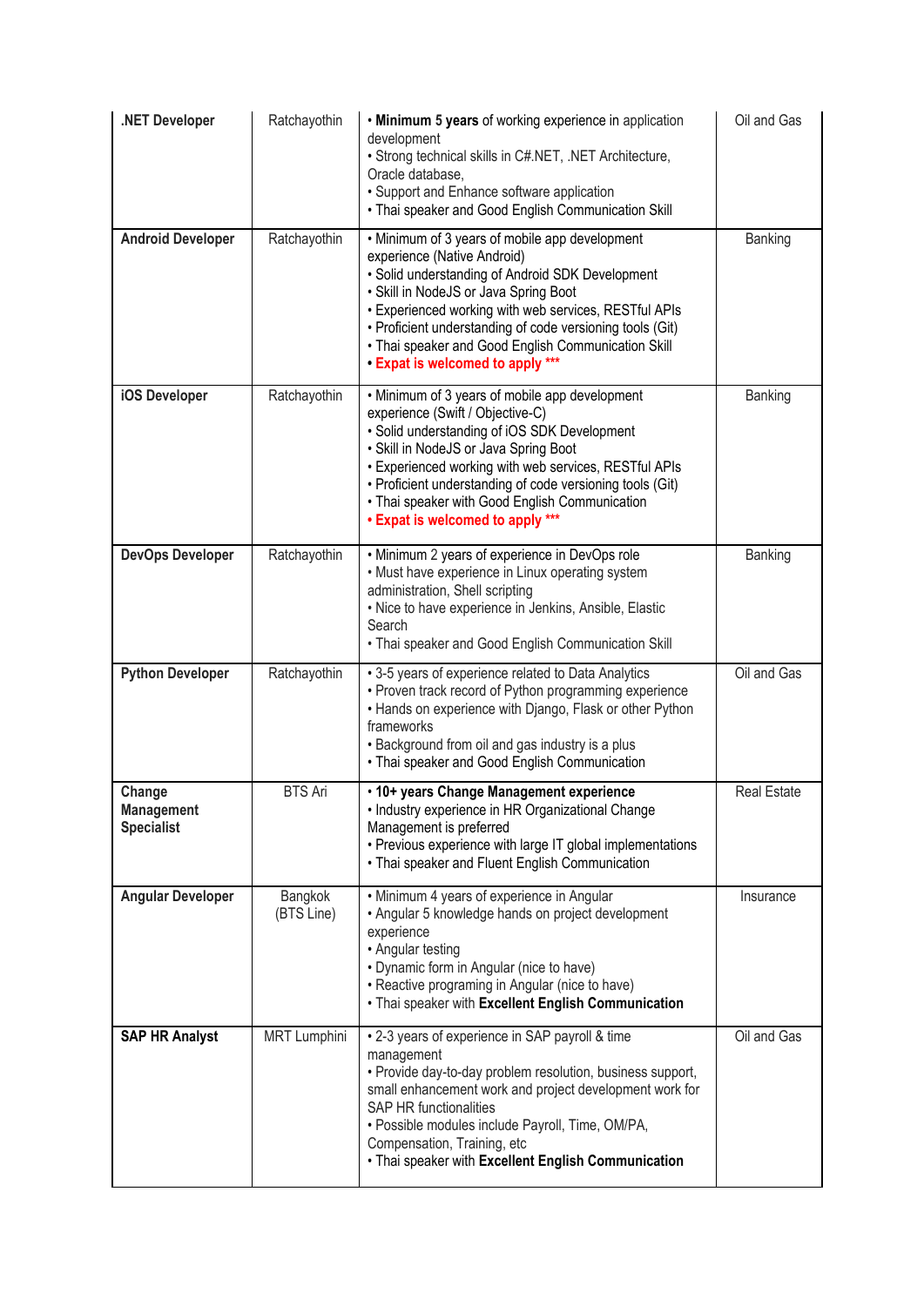| .NET Developer | Ratchayothin | • **Minimum 5 years** of working experience in application development<br>• Strong technical skills in C#.NET, .NET Architecture, Oracle database,<br>• Support and Enhance software application<br>• Thai speaker and Good English Communication Skill | Oil and Gas |
|---|---|---|---|
| **Android Developer** | Ratchayothin | • Minimum of 3 years of mobile app development experience (Native Android)<br>• Solid understanding of Android SDK Development<br>• Skill in NodeJS or Java Spring Boot<br>• Experienced working with web services, RESTful APIs<br>• Proficient understanding of code versioning tools (Git)<br>• Thai speaker and Good English Communication Skill<br>• **Expat is welcomed to apply \*\*\*** | Banking |
| **iOS Developer** | Ratchayothin | • Minimum of 3 years of mobile app development experience (Swift / Objective-C)<br>• Solid understanding of iOS SDK Development<br>• Skill in NodeJS or Java Spring Boot<br>• Experienced working with web services, RESTful APIs<br>• Proficient understanding of code versioning tools (Git)<br>• Thai speaker with Good English Communication<br>• **Expat is welcomed to apply \*\*\*** | Banking |
| **DevOps Developer** | Ratchayothin | • Minimum 2 years of experience in DevOps role<br>• Must have experience in Linux operating system administration, Shell scripting<br>• Nice to have experience in Jenkins, Ansible, Elastic Search<br>• Thai speaker and Good English Communication Skill | Banking |
| **Python Developer** | Ratchayothin | • 3-5 years of experience related to Data Analytics<br>• Proven track record of Python programming experience<br>• Hands on experience with Django, Flask or other Python frameworks<br>• Background from oil and gas industry is a plus<br>• Thai speaker and Good English Communication | Oil and Gas |
| **Change Management Specialist** | BTS Ari | • **10+ years Change Management experience**<br>• Industry experience in HR Organizational Change Management is preferred<br>• Previous experience with large IT global implementations<br>• Thai speaker and Fluent English Communication | Real Estate |
| **Angular Developer** | Bangkok (BTS Line) | • Minimum 4 years of experience in Angular<br>• Angular 5 knowledge hands on project development experience<br>• Angular testing<br>• Dynamic form in Angular (nice to have)<br>• Reactive programing in Angular (nice to have)<br>• Thai speaker with **Excellent English Communication** | Insurance |
| **SAP HR Analyst** | MRT Lumphini | • 2-3 years of experience in SAP payroll & time management<br>• Provide day-to-day problem resolution, business support, small enhancement work and project development work for SAP HR functionalities<br>• Possible modules include Payroll, Time, OM/PA, Compensation, Training, etc<br>• Thai speaker with **Excellent English Communication** | Oil and Gas |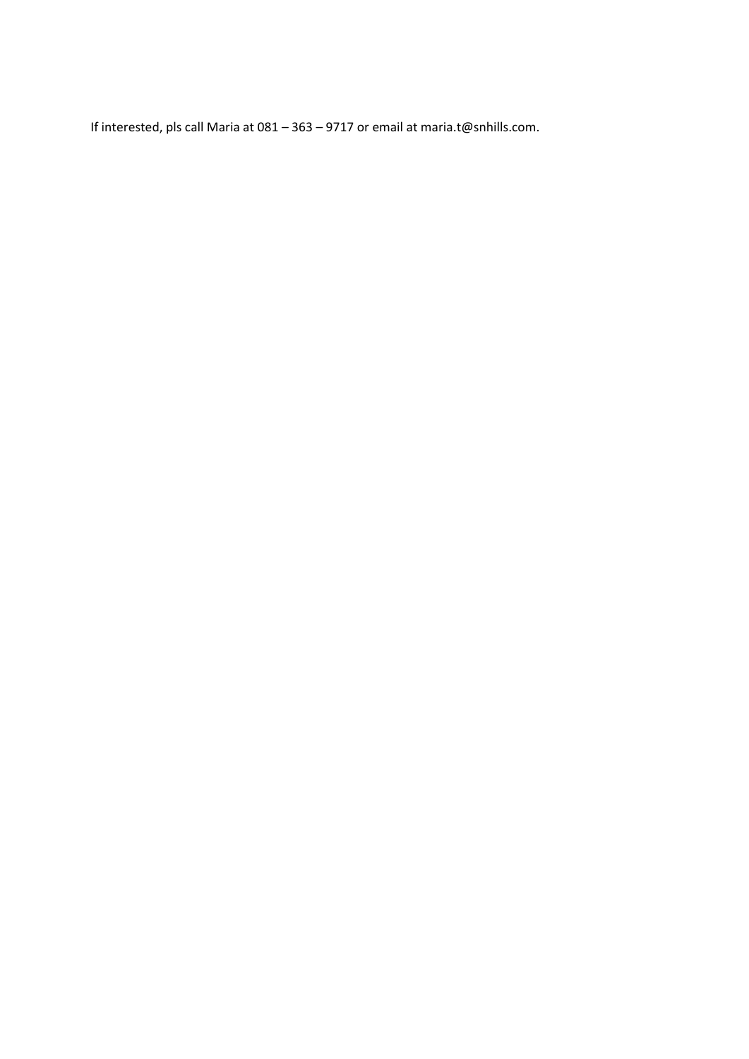If interested, pls call Maria at 081 – 363 – 9717 or email at maria.t@snhills.com.